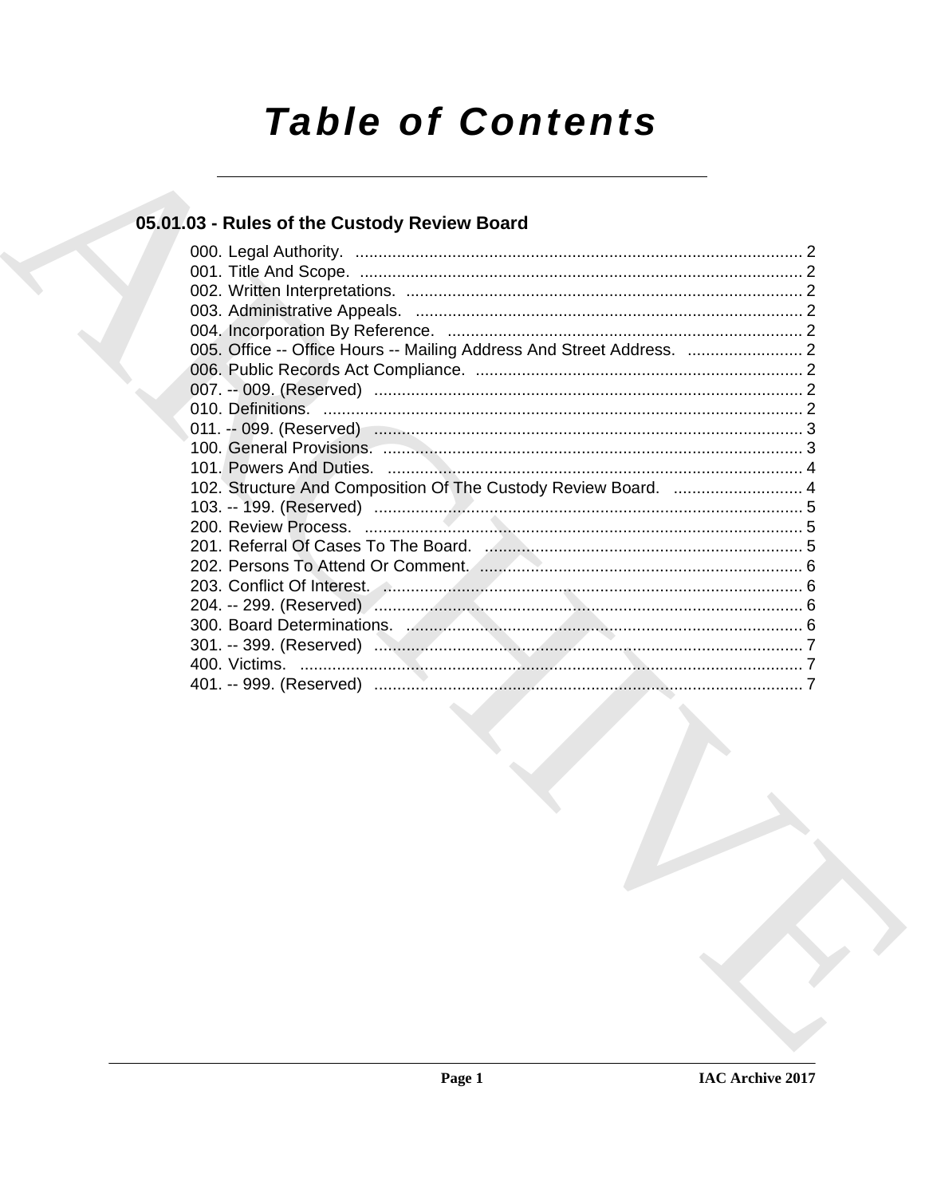# Table of Contents

## 05.01.03 - Rules of the Custody Review Board

000. Legal Authority. ........................................................................................... 2
001. Title And Scope. ........................................................................................... 2
002. Written Interpretations. ................................................................................ 2
003. Administrative Appeals. ............................................................................... 2
004. Incorporation By Reference. ........................................................................ 2
005. Office -- Office Hours -- Mailing Address And Street Address. ......................... 2
006. Public Records Act Compliance. .................................................................. 2
007. -- 009. (Reserved) ......................................................................................... 2
010. Definitions. .................................................................................................. 2
011. -- 099. (Reserved) ......................................................................................... 3
100. General Provisions. ..................................................................................... 3
101. Powers And Duties. ..................................................................................... 4
102. Structure And Composition Of The Custody Review Board. ............................ 4
103. -- 199. (Reserved) ......................................................................................... 5
200. Review Process. .......................................................................................... 5
201. Referral Of Cases To The Board. ................................................................. 5
202. Persons To Attend Or Comment. .................................................................. 6
203. Conflict Of Interest. ..................................................................................... 6
204. -- 299. (Reserved) ......................................................................................... 6
300. Board Determinations. ................................................................................. 6
301. -- 399. (Reserved) ......................................................................................... 7
400. Victims. ....................................................................................................... 7
401. -- 999. (Reserved) ......................................................................................... 7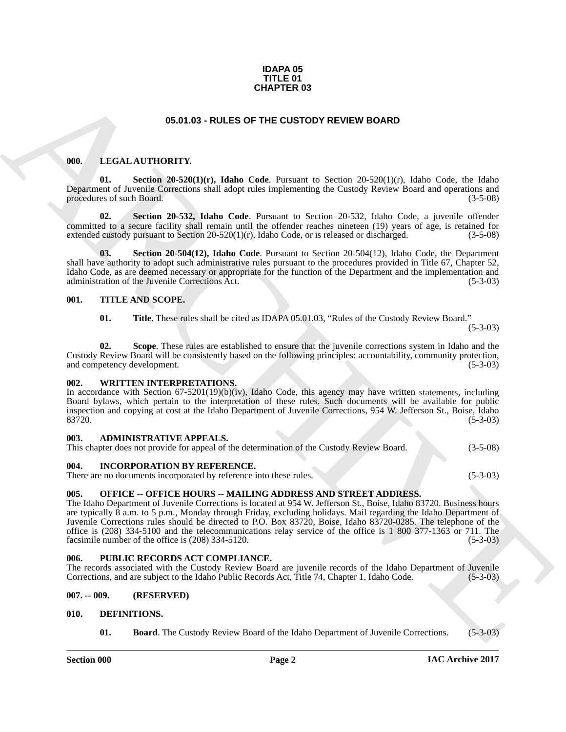**IDAPA 05**
**TITLE 01**
**CHAPTER 03**

# 05.01.03 - RULES OF THE CUSTODY REVIEW BOARD

## 000. LEGAL AUTHORITY.

**01. Section 20-520(1)(r), Idaho Code**. Pursuant to Section 20-520(1)(r), Idaho Code, the Idaho Department of Juvenile Corrections shall adopt rules implementing the Custody Review Board and operations and procedures of such Board. (3-5-08)

**02. Section 20-532, Idaho Code**. Pursuant to Section 20-532, Idaho Code, a juvenile offender committed to a secure facility shall remain until the offender reaches nineteen (19) years of age, is retained for extended custody pursuant to Section 20-520(1)(r), Idaho Code, or is released or discharged. (3-5-08)

**03. Section 20-504(12), Idaho Code**. Pursuant to Section 20-504(12), Idaho Code, the Department shall have authority to adopt such administrative rules pursuant to the procedures provided in Title 67, Chapter 52, Idaho Code, as are deemed necessary or appropriate for the function of the Department and the implementation and administration of the Juvenile Corrections Act. (5-3-03)

## 001. TITLE AND SCOPE.

**01. Title**. These rules shall be cited as IDAPA 05.01.03, "Rules of the Custody Review Board." (5-3-03)

**02. Scope**. These rules are established to ensure that the juvenile corrections system in Idaho and the Custody Review Board will be consistently based on the following principles: accountability, community protection, and competency development. (5-3-03)

## 002. WRITTEN INTERPRETATIONS.

In accordance with Section 67-5201(19)(b)(iv), Idaho Code, this agency may have written statements, including Board bylaws, which pertain to the interpretation of these rules. Such documents will be available for public inspection and copying at cost at the Idaho Department of Juvenile Corrections, 954 W. Jefferson St., Boise, Idaho 83720. (5-3-03)

## 003. ADMINISTRATIVE APPEALS.

This chapter does not provide for appeal of the determination of the Custody Review Board. (3-5-08)

## 004. INCORPORATION BY REFERENCE.

There are no documents incorporated by reference into these rules. (5-3-03)

## 005. OFFICE -- OFFICE HOURS -- MAILING ADDRESS AND STREET ADDRESS.

The Idaho Department of Juvenile Corrections is located at 954 W. Jefferson St., Boise, Idaho 83720. Business hours are typically 8 a.m. to 5 p.m., Monday through Friday, excluding holidays. Mail regarding the Idaho Department of Juvenile Corrections rules should be directed to P.O. Box 83720, Boise, Idaho 83720-0285. The telephone of the office is (208) 334-5100 and the telecommunications relay service of the office is 1 800 377-1363 or 711. The facsimile number of the office is (208) 334-5120. (5-3-03)

## 006. PUBLIC RECORDS ACT COMPLIANCE.

The records associated with the Custody Review Board are juvenile records of the Idaho Department of Juvenile Corrections, and are subject to the Idaho Public Records Act, Title 74, Chapter 1, Idaho Code. (5-3-03)

## 007. -- 009. (RESERVED)

## 010. DEFINITIONS.

**01. Board**. The Custody Review Board of the Idaho Department of Juvenile Corrections. (5-3-03)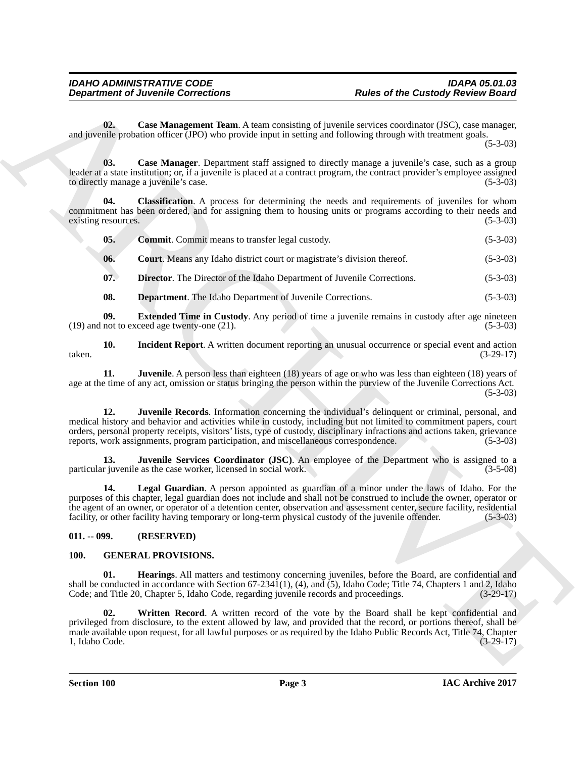**02. Case Management Team**. A team consisting of juvenile services coordinator (JSC), case manager, and juvenile probation officer (JPO) who provide input in setting and following through with treatment goals. (5-3-03)

**03. Case Manager**. Department staff assigned to directly manage a juvenile's case, such as a group leader at a state institution; or, if a juvenile is placed at a contract program, the contract provider's employee assigned to directly manage a juvenile's case. (5-3-03)

**04. Classification**. A process for determining the needs and requirements of juveniles for whom commitment has been ordered, and for assigning them to housing units or programs according to their needs and existing resources. (5-3-03)

**05. Commit**. Commit means to transfer legal custody. (5-3-03)

**06. Court**. Means any Idaho district court or magistrate's division thereof. (5-3-03)

**07. Director**. The Director of the Idaho Department of Juvenile Corrections. (5-3-03)

**08. Department**. The Idaho Department of Juvenile Corrections. (5-3-03)

**09. Extended Time in Custody**. Any period of time a juvenile remains in custody after age nineteen (19) and not to exceed age twenty-one (21). (5-3-03)

**10. Incident Report**. A written document reporting an unusual occurrence or special event and action taken. (3-29-17)

**11. Juvenile**. A person less than eighteen (18) years of age or who was less than eighteen (18) years of age at the time of any act, omission or status bringing the person within the purview of the Juvenile Corrections Act. (5-3-03)

**12. Juvenile Records**. Information concerning the individual's delinquent or criminal, personal, and medical history and behavior and activities while in custody, including but not limited to commitment papers, court orders, personal property receipts, visitors' lists, type of custody, disciplinary infractions and actions taken, grievance reports, work assignments, program participation, and miscellaneous correspondence. (5-3-03)

**13. Juvenile Services Coordinator (JSC)**. An employee of the Department who is assigned to a particular juvenile as the case worker, licensed in social work. (3-5-08)

**14. Legal Guardian**. A person appointed as guardian of a minor under the laws of Idaho. For the purposes of this chapter, legal guardian does not include and shall not be construed to include the owner, operator or the agent of an owner, or operator of a detention center, observation and assessment center, secure facility, residential facility, or other facility having temporary or long-term physical custody of the juvenile offender. (5-3-03)

## 011. -- 099. (RESERVED)

## 100. GENERAL PROVISIONS.

**01. Hearings**. All matters and testimony concerning juveniles, before the Board, are confidential and shall be conducted in accordance with Section 67-2341(1), (4), and (5), Idaho Code; Title 74, Chapters 1 and 2, Idaho Code; and Title 20, Chapter 5, Idaho Code, regarding juvenile records and proceedings. (3-29-17)

**02. Written Record**. A written record of the vote by the Board shall be kept confidential and privileged from disclosure, to the extent allowed by law, and provided that the record, or portions thereof, shall be made available upon request, for all lawful purposes or as required by the Idaho Public Records Act, Title 74, Chapter 1, Idaho Code. (3-29-17)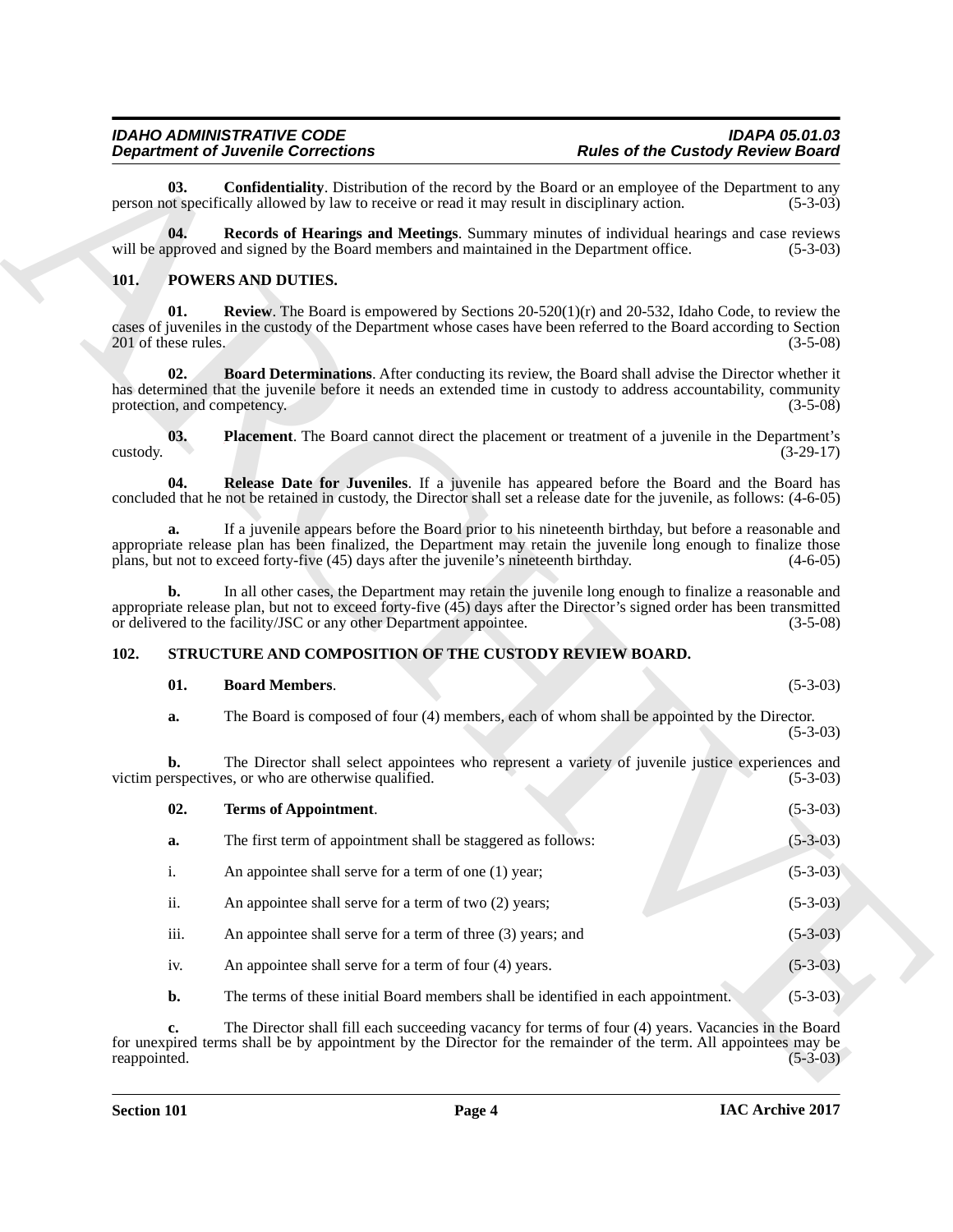**03. Confidentiality**. Distribution of the record by the Board or an employee of the Department to any person not specifically allowed by law to receive or read it may result in disciplinary action. (5-3-03)

**04. Records of Hearings and Meetings**. Summary minutes of individual hearings and case reviews will be approved and signed by the Board members and maintained in the Department office. (5-3-03)

## 101. POWERS AND DUTIES.

**01. Review**. The Board is empowered by Sections 20-520(1)(r) and 20-532, Idaho Code, to review the cases of juveniles in the custody of the Department whose cases have been referred to the Board according to Section 201 of these rules. (3-5-08)

**02. Board Determinations**. After conducting its review, the Board shall advise the Director whether it has determined that the juvenile before it needs an extended time in custody to address accountability, community protection, and competency. (3-5-08)

**03. Placement**. The Board cannot direct the placement or treatment of a juvenile in the Department's custody. (3-29-17)

**04. Release Date for Juveniles**. If a juvenile has appeared before the Board and the Board has concluded that he not be retained in custody, the Director shall set a release date for the juvenile, as follows: (4-6-05)

**a.** If a juvenile appears before the Board prior to his nineteenth birthday, but before a reasonable and appropriate release plan has been finalized, the Department may retain the juvenile long enough to finalize those plans, but not to exceed forty-five (45) days after the juvenile's nineteenth birthday. (4-6-05)

**b.** In all other cases, the Department may retain the juvenile long enough to finalize a reasonable and appropriate release plan, but not to exceed forty-five (45) days after the Director's signed order has been transmitted or delivered to the facility/JSC or any other Department appointee. (3-5-08)

## 102. STRUCTURE AND COMPOSITION OF THE CUSTODY REVIEW BOARD.

**01. Board Members**. (5-3-03)

**a.** The Board is composed of four (4) members, each of whom shall be appointed by the Director. (5-3-03)

**b.** The Director shall select appointees who represent a variety of juvenile justice experiences and victim perspectives, or who are otherwise qualified. (5-3-03)

**02. Terms of Appointment**. (5-3-03)

**a.** The first term of appointment shall be staggered as follows: (5-3-03)

i. An appointee shall serve for a term of one (1) year; (5-3-03)

ii. An appointee shall serve for a term of two (2) years; (5-3-03)

iii. An appointee shall serve for a term of three (3) years; and (5-3-03)

iv. An appointee shall serve for a term of four (4) years. (5-3-03)

**b.** The terms of these initial Board members shall be identified in each appointment. (5-3-03)

**c.** The Director shall fill each succeeding vacancy for terms of four (4) years. Vacancies in the Board for unexpired terms shall be by appointment by the Director for the remainder of the term. All appointees may be reappointed. (5-3-03)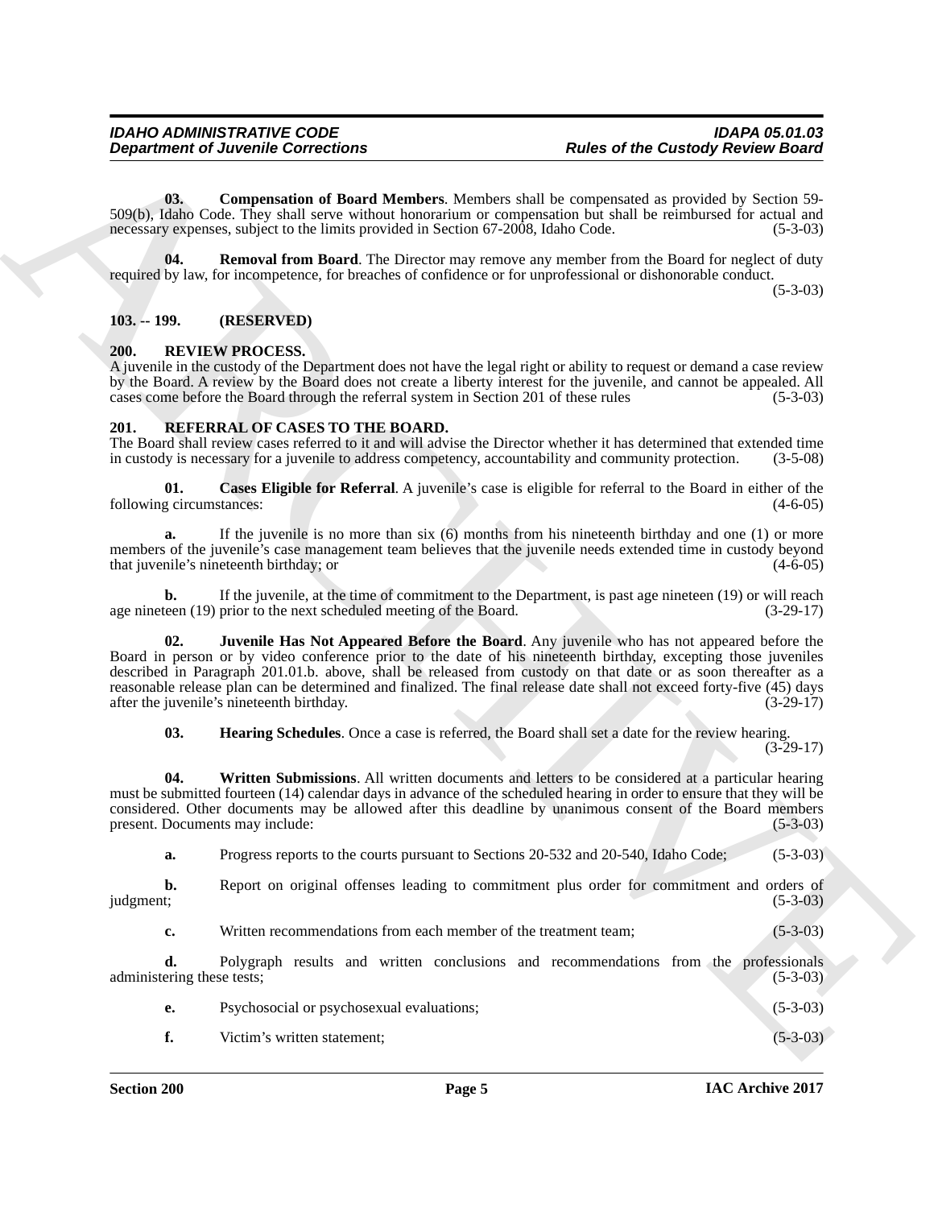**03. Compensation of Board Members**. Members shall be compensated as provided by Section 59-509(b), Idaho Code. They shall serve without honorarium or compensation but shall be reimbursed for actual and necessary expenses, subject to the limits provided in Section 67-2008, Idaho Code. (5-3-03)

**04. Removal from Board**. The Director may remove any member from the Board for neglect of duty required by law, for incompetence, for breaches of confidence or for unprofessional or dishonorable conduct. (5-3-03)

## 103. -- 199. (RESERVED)

## 200. REVIEW PROCESS.

A juvenile in the custody of the Department does not have the legal right or ability to request or demand a case review by the Board. A review by the Board does not create a liberty interest for the juvenile, and cannot be appealed. All cases come before the Board through the referral system in Section 201 of these rules (5-3-03)

## 201. REFERRAL OF CASES TO THE BOARD.

The Board shall review cases referred to it and will advise the Director whether it has determined that extended time in custody is necessary for a juvenile to address competency, accountability and community protection. (3-5-08)

**01. Cases Eligible for Referral**. A juvenile's case is eligible for referral to the Board in either of the following circumstances: (4-6-05)

**a.** If the juvenile is no more than six (6) months from his nineteenth birthday and one (1) or more members of the juvenile's case management team believes that the juvenile needs extended time in custody beyond that juvenile's nineteenth birthday; or (4-6-05)

**b.** If the juvenile, at the time of commitment to the Department, is past age nineteen (19) or will reach age nineteen (19) prior to the next scheduled meeting of the Board. (3-29-17)

**02. Juvenile Has Not Appeared Before the Board**. Any juvenile who has not appeared before the Board in person or by video conference prior to the date of his nineteenth birthday, excepting those juveniles described in Paragraph 201.01.b. above, shall be released from custody on that date or as soon thereafter as a reasonable release plan can be determined and finalized. The final release date shall not exceed forty-five (45) days after the juvenile's nineteenth birthday. (3-29-17)

**03. Hearing Schedules**. Once a case is referred, the Board shall set a date for the review hearing. (3-29-17)

**04. Written Submissions**. All written documents and letters to be considered at a particular hearing must be submitted fourteen (14) calendar days in advance of the scheduled hearing in order to ensure that they will be considered. Other documents may be allowed after this deadline by unanimous consent of the Board members present. Documents may include: (5-3-03)

**a.** Progress reports to the courts pursuant to Sections 20-532 and 20-540, Idaho Code; (5-3-03)

**b.** Report on original offenses leading to commitment plus order for commitment and orders of judgment; (5-3-03)

**c.** Written recommendations from each member of the treatment team; (5-3-03)

**d.** Polygraph results and written conclusions and recommendations from the professionals administering these tests; (5-3-03)

**e.** Psychosocial or psychosexual evaluations; (5-3-03)

**f.** Victim's written statement; (5-3-03)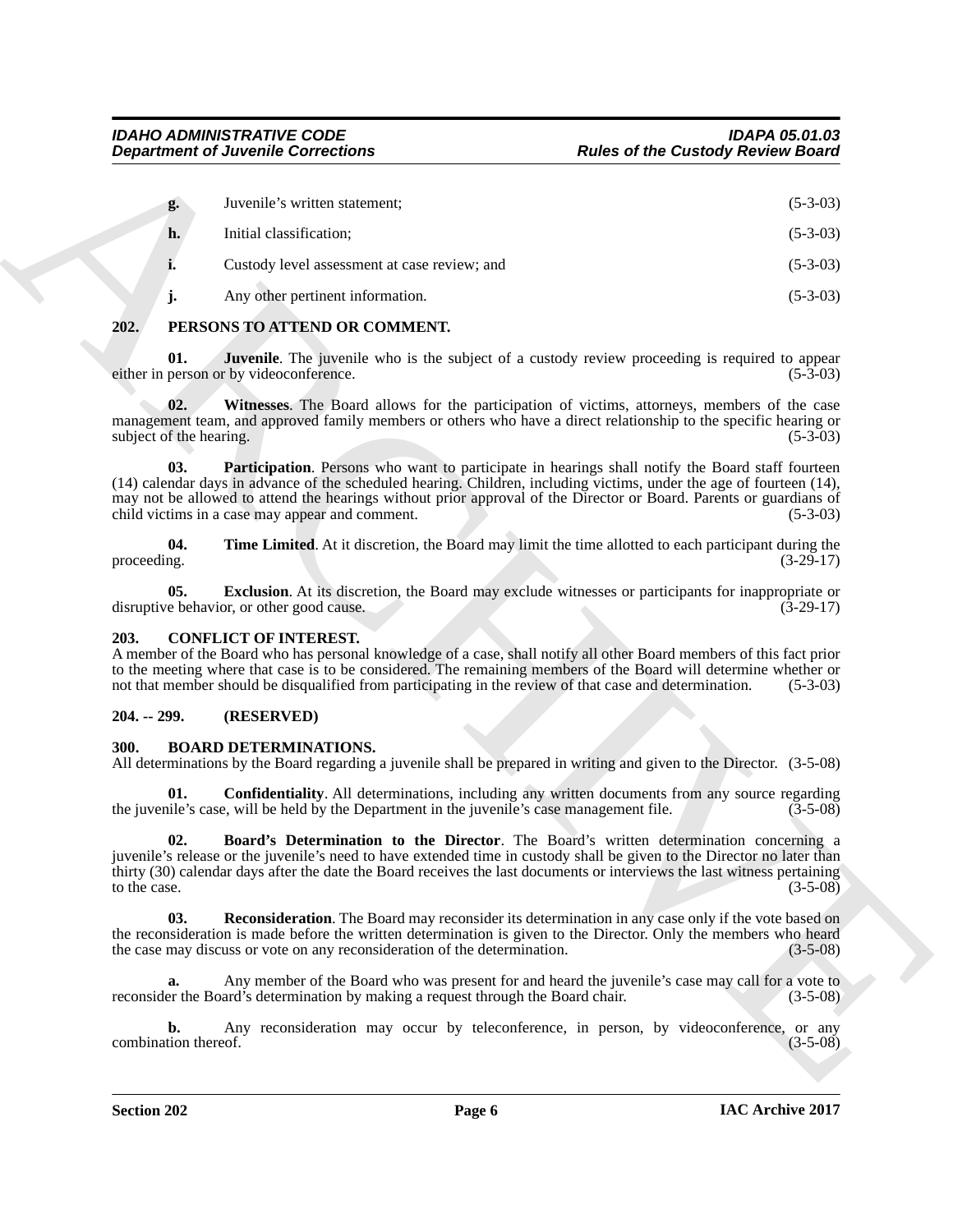**g.** Juvenile's written statement; (5-3-03)

**h.** Initial classification; (5-3-03)

**i.** Custody level assessment at case review; and (5-3-03)

**j.** Any other pertinent information. (5-3-03)

## 202. PERSONS TO ATTEND OR COMMENT.

**01. Juvenile**. The juvenile who is the subject of a custody review proceeding is required to appear either in person or by videoconference. (5-3-03)

**02. Witnesses**. The Board allows for the participation of victims, attorneys, members of the case management team, and approved family members or others who have a direct relationship to the specific hearing or subject of the hearing. (5-3-03)

**03. Participation**. Persons who want to participate in hearings shall notify the Board staff fourteen (14) calendar days in advance of the scheduled hearing. Children, including victims, under the age of fourteen (14), may not be allowed to attend the hearings without prior approval of the Director or Board. Parents or guardians of child victims in a case may appear and comment. (5-3-03)

**04. Time Limited**. At it discretion, the Board may limit the time allotted to each participant during the proceeding. (3-29-17)

**05. Exclusion**. At its discretion, the Board may exclude witnesses or participants for inappropriate or disruptive behavior, or other good cause. (3-29-17)

## 203. CONFLICT OF INTEREST.

A member of the Board who has personal knowledge of a case, shall notify all other Board members of this fact prior to the meeting where that case is to be considered. The remaining members of the Board will determine whether or not that member should be disqualified from participating in the review of that case and determination. (5-3-03)

## 204. -- 299. (RESERVED)

## 300. BOARD DETERMINATIONS.

All determinations by the Board regarding a juvenile shall be prepared in writing and given to the Director. (3-5-08)

**01. Confidentiality**. All determinations, including any written documents from any source regarding the juvenile's case, will be held by the Department in the juvenile's case management file. (3-5-08)

**02. Board's Determination to the Director**. The Board's written determination concerning a juvenile's release or the juvenile's need to have extended time in custody shall be given to the Director no later than thirty (30) calendar days after the date the Board receives the last documents or interviews the last witness pertaining to the case. (3-5-08)

**03. Reconsideration**. The Board may reconsider its determination in any case only if the vote based on the reconsideration is made before the written determination is given to the Director. Only the members who heard the case may discuss or vote on any reconsideration of the determination. (3-5-08)

**a.** Any member of the Board who was present for and heard the juvenile's case may call for a vote to reconsider the Board's determination by making a request through the Board chair. (3-5-08)

**b.** Any reconsideration may occur by teleconference, in person, by videoconference, or any combination thereof. (3-5-08)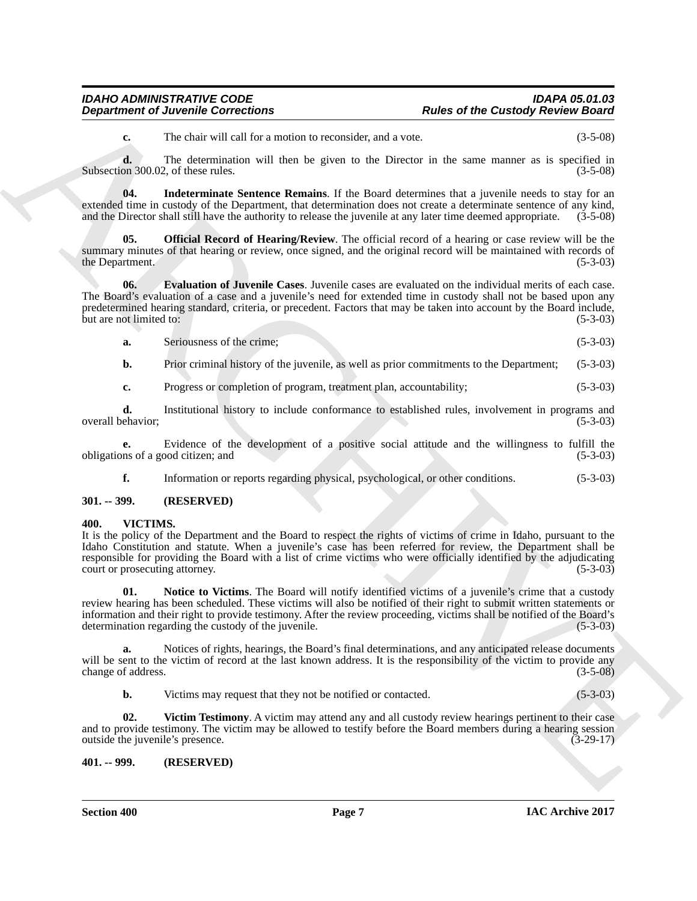**c.** The chair will call for a motion to reconsider, and a vote. (3-5-08)

**d.** The determination will then be given to the Director in the same manner as is specified in Subsection 300.02, of these rules. (3-5-08)

**04. Indeterminate Sentence Remains**. If the Board determines that a juvenile needs to stay for an extended time in custody of the Department, that determination does not create a determinate sentence of any kind, and the Director shall still have the authority to release the juvenile at any later time deemed appropriate. (3-5-08)

**05. Official Record of Hearing/Review**. The official record of a hearing or case review will be the summary minutes of that hearing or review, once signed, and the original record will be maintained with records of the Department. (5-3-03)

**06. Evaluation of Juvenile Cases**. Juvenile cases are evaluated on the individual merits of each case. The Board's evaluation of a case and a juvenile's need for extended time in custody shall not be based upon any predetermined hearing standard, criteria, or precedent. Factors that may be taken into account by the Board include, but are not limited to: (5-3-03)

**a.** Seriousness of the crime; (5-3-03)

**b.** Prior criminal history of the juvenile, as well as prior commitments to the Department; (5-3-03)

**c.** Progress or completion of program, treatment plan, accountability; (5-3-03)

**d.** Institutional history to include conformance to established rules, involvement in programs and overall behavior; (5-3-03)

**e.** Evidence of the development of a positive social attitude and the willingness to fulfill the obligations of a good citizen; and (5-3-03)

**f.** Information or reports regarding physical, psychological, or other conditions. (5-3-03)

### 301. -- 399. (RESERVED)

### 400. VICTIMS.

It is the policy of the Department and the Board to respect the rights of victims of crime in Idaho, pursuant to the Idaho Constitution and statute. When a juvenile's case has been referred for review, the Department shall be responsible for providing the Board with a list of crime victims who were officially identified by the adjudicating court or prosecuting attorney. (5-3-03)

**01. Notice to Victims**. The Board will notify identified victims of a juvenile's crime that a custody review hearing has been scheduled. These victims will also be notified of their right to submit written statements or information and their right to provide testimony. After the review proceeding, victims shall be notified of the Board's determination regarding the custody of the juvenile. (5-3-03)

**a.** Notices of rights, hearings, the Board's final determinations, and any anticipated release documents will be sent to the victim of record at the last known address. It is the responsibility of the victim to provide any change of address. (3-5-08)

**b.** Victims may request that they not be notified or contacted. (5-3-03)

**02. Victim Testimony**. A victim may attend any and all custody review hearings pertinent to their case and to provide testimony. The victim may be allowed to testify before the Board members during a hearing session outside the juvenile's presence. (3-29-17)

### 401. -- 999. (RESERVED)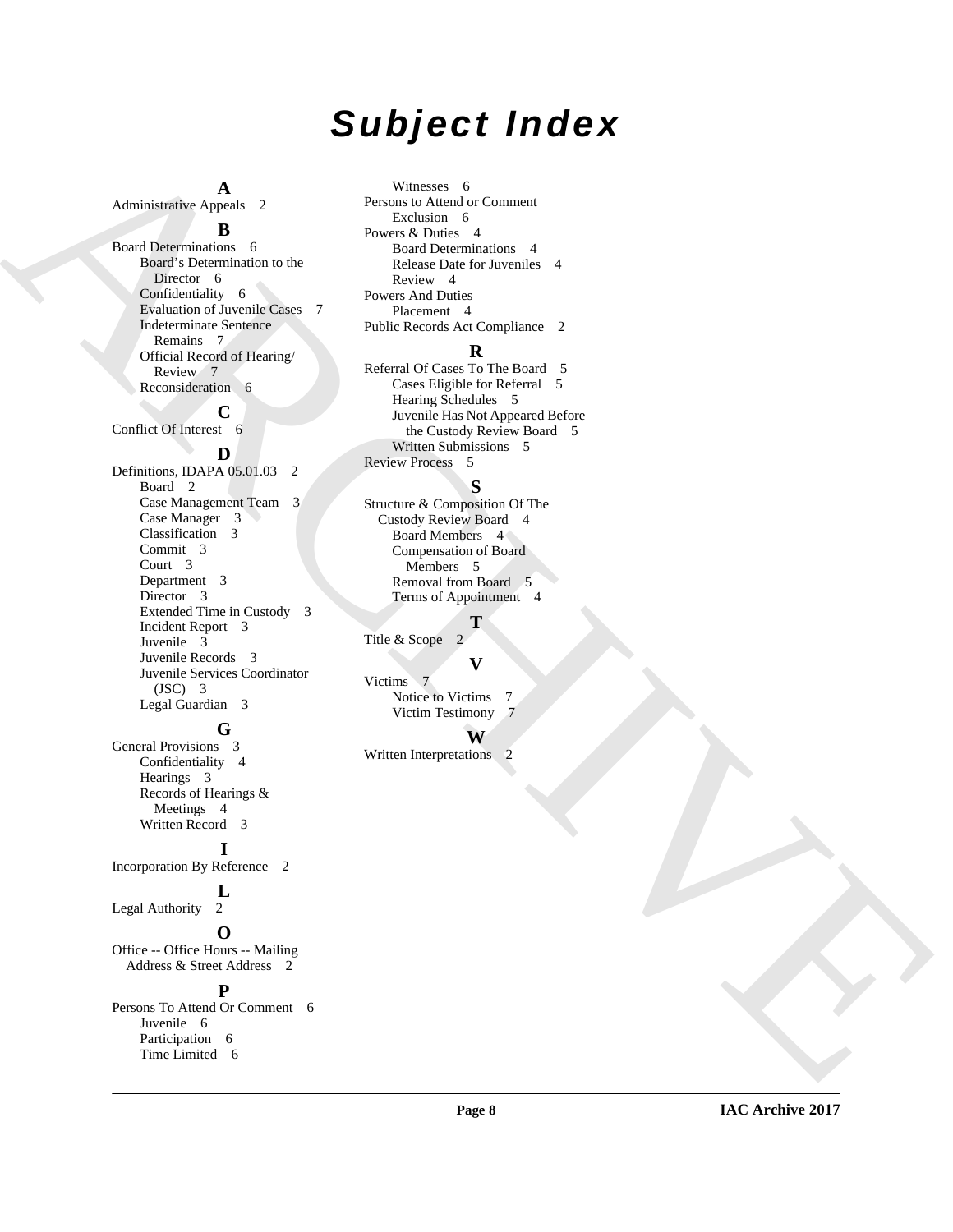# Subject Index

**A**

Administrative Appeals 2

**B**

Board Determinations 6
- Board's Determination to the Director 6
- Confidentiality 6
- Evaluation of Juvenile Cases 7
- Indeterminate Sentence Remains 7
- Official Record of Hearing/ Review 7
- Reconsideration 6

**C**

Conflict Of Interest 6

**D**

Definitions, IDAPA 05.01.03 2
- Board 2
- Case Management Team 3
- Case Manager 3
- Classification 3
- Commit 3
- Court 3
- Department 3
- Director 3
- Extended Time in Custody 3
- Incident Report 3
- Juvenile 3
- Juvenile Records 3
- Juvenile Services Coordinator (JSC) 3
- Legal Guardian 3

**G**

General Provisions 3
- Confidentiality 4
- Hearings 3
- Records of Hearings & Meetings 4
- Written Record 3

**I**

Incorporation By Reference 2

**L**

Legal Authority 2

**O**

Office -- Office Hours -- Mailing Address & Street Address 2

**P**

Persons To Attend Or Comment 6
- Juvenile 6
- Participation 6
- Time Limited 6
- Witnesses 6

Persons to Attend or Comment
- Exclusion 6

Powers & Duties 4
- Board Determinations 4
- Release Date for Juveniles 4
- Review 4

Powers And Duties
- Placement 4

Public Records Act Compliance 2

**R**

Referral Of Cases To The Board 5
- Cases Eligible for Referral 5
- Hearing Schedules 5
- Juvenile Has Not Appeared Before the Custody Review Board 5
- Written Submissions 5

Review Process 5

**S**

Structure & Composition Of The Custody Review Board 4
- Board Members 4
- Compensation of Board Members 5
- Removal from Board 5
- Terms of Appointment 4

**T**

Title & Scope 2

**V**

Victims 7
- Notice to Victims 7
- Victim Testimony 7

**W**

Written Interpretations 2